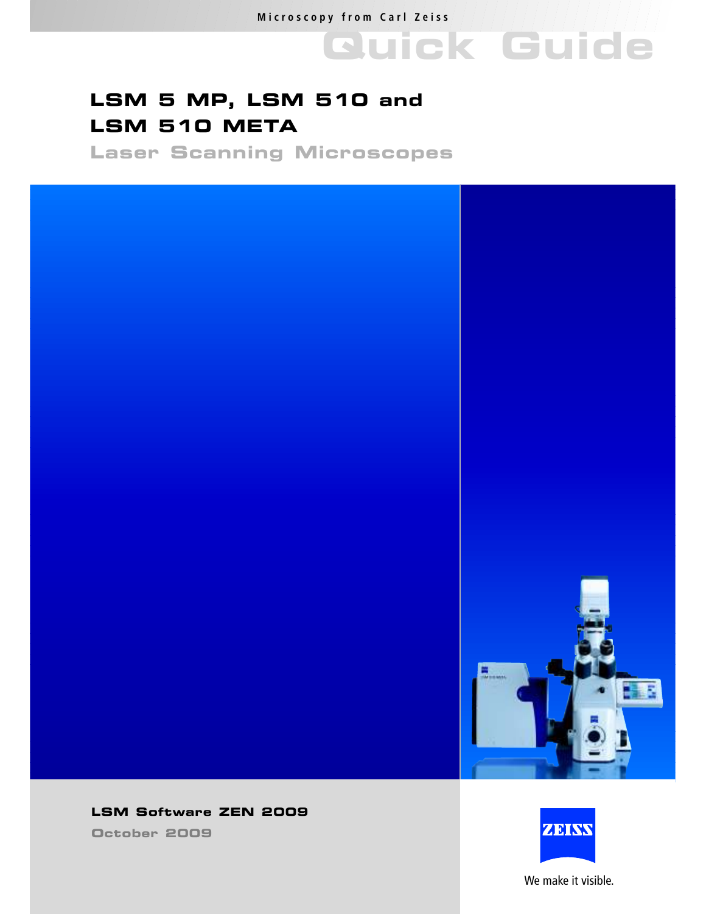Microscopy from Carl Zeiss

# Quick Guide

## LSM 5 MP, LSM 510 and LSM 510 META

### Laser Scanning Microscopes

**LSM Software ZEN 2009**

October 2009

ZEISS

We make it visible.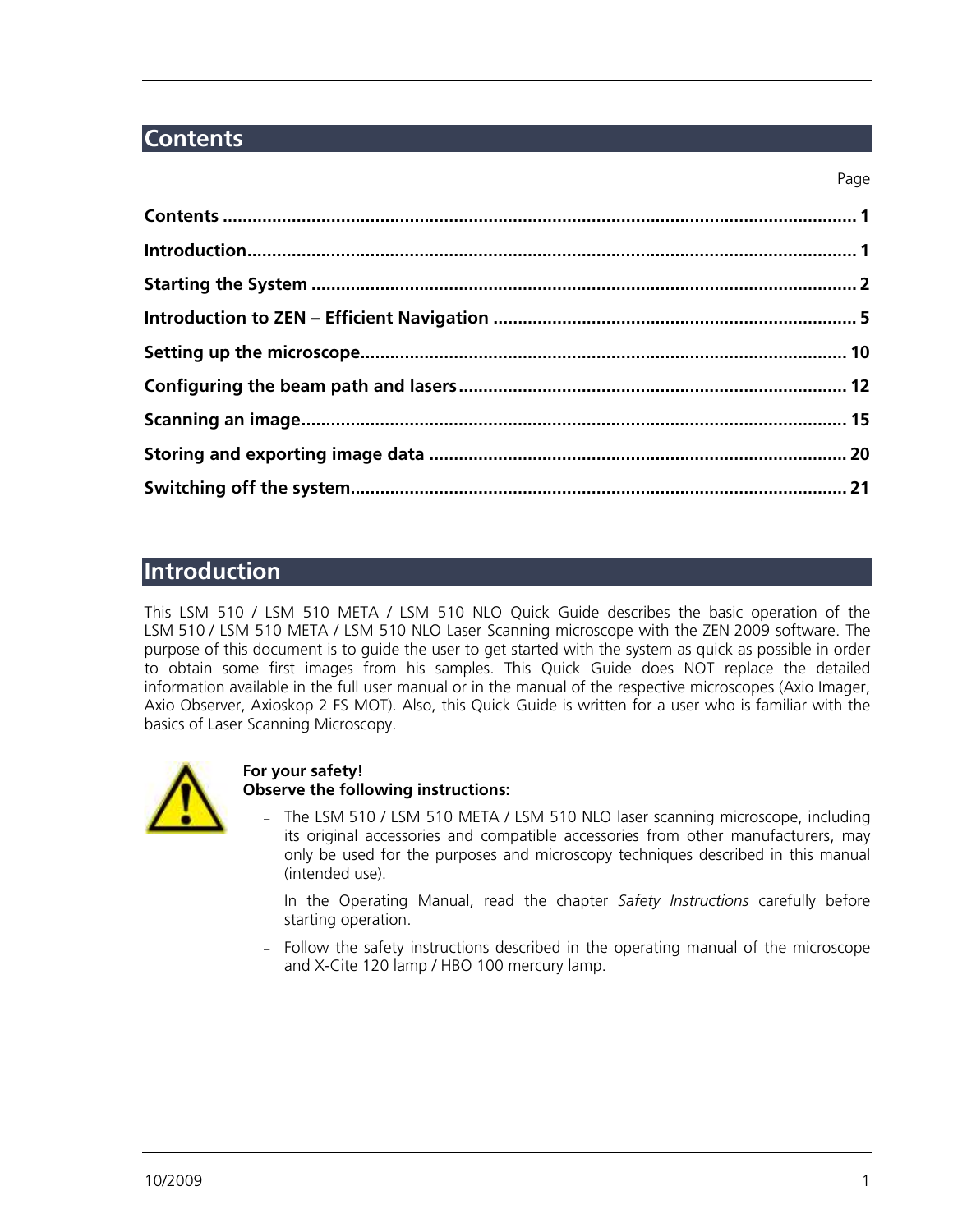## Contents

Page

**Contents** ........................................................................................................................... **1**

**Introduction**......................................................................................................................... **1**

**Starting the System** .......................................................................................................... **2**

**Introduction to ZEN – Efficient Navigation** ....................................................................... **5**

**Setting up the microscope**................................................................................................ **10**

**Configuring the beam path and lasers**............................................................................. **12**

**Scanning an image**............................................................................................................ **15**

**Storing and exporting image data** .................................................................................. **20**

**Switching off the system**.................................................................................................. **21**

## Introduction

This LSM 510 / LSM 510 META / LSM 510 NLO Quick Guide describes the basic operation of the LSM 510 / LSM 510 META / LSM 510 NLO Laser Scanning microscope with the ZEN 2009 software. The purpose of this document is to guide the user to get started with the system as quick as possible in order to obtain some first images from his samples. This Quick Guide does NOT replace the detailed information available in the full user manual or in the manual of the respective microscopes (Axio Imager, Axio Observer, Axioskop 2 FS MOT). Also, this Quick Guide is written for a user who is familiar with the basics of Laser Scanning Microscopy.

**For your safety!**
**Observe the following instructions:**

- The LSM 510 / LSM 510 META / LSM 510 NLO laser scanning microscope, including its original accessories and compatible accessories from other manufacturers, may only be used for the purposes and microscopy techniques described in this manual (intended use).
- In the Operating Manual, read the chapter *Safety Instructions* carefully before starting operation.
- Follow the safety instructions described in the operating manual of the microscope and X-Cite 120 lamp / HBO 100 mercury lamp.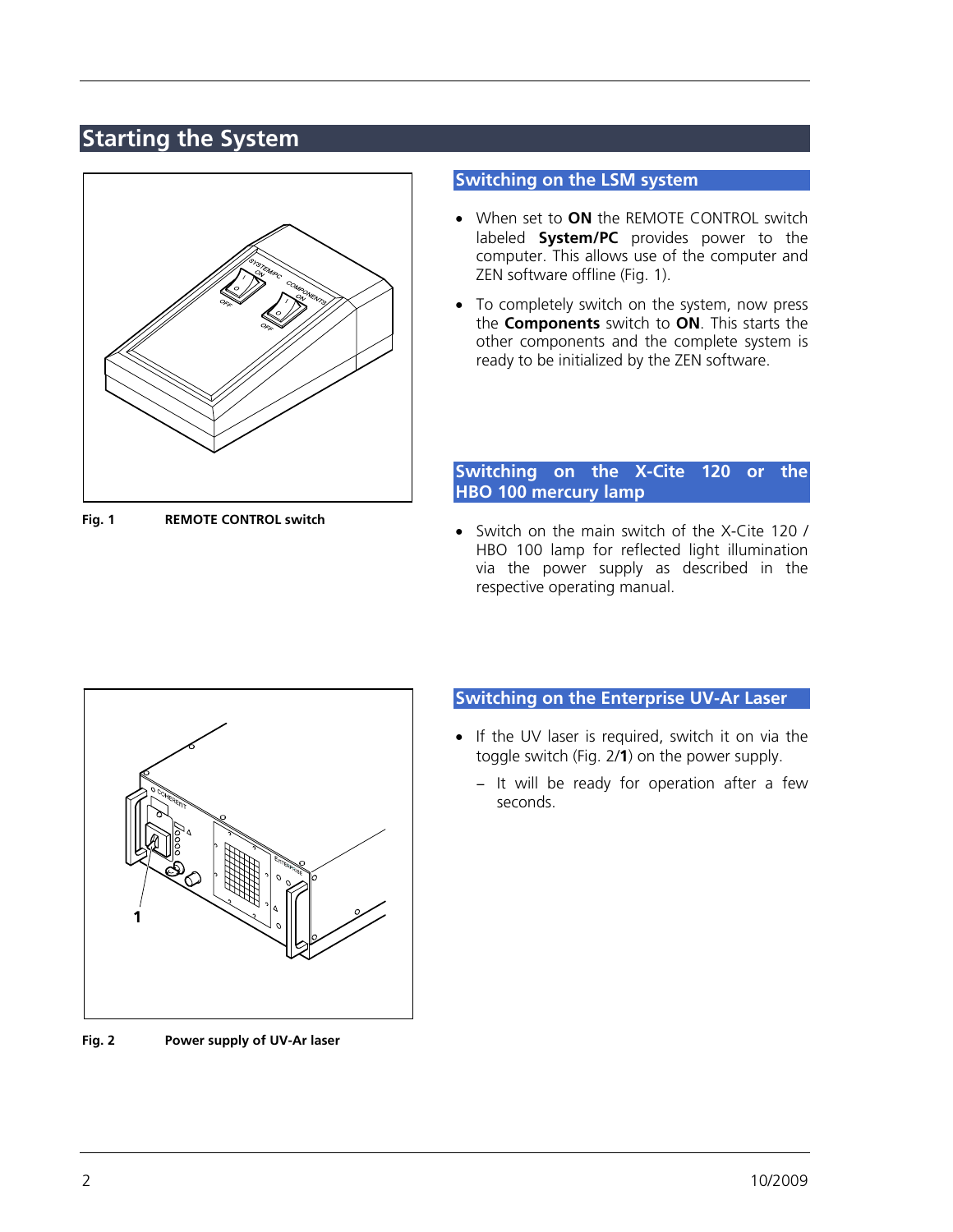# Starting the System

Fig. 1 REMOTE CONTROL switch

## Switching on the LSM system

- When set to **ON** the REMOTE CONTROL switch labeled **System/PC** provides power to the computer. This allows use of the computer and ZEN software offline (Fig. 1).
- To completely switch on the system, now press the **Components** switch to **ON**. This starts the other components and the complete system is ready to be initialized by the ZEN software.

## Switching on the X-Cite 120 or the HBO 100 mercury lamp

- Switch on the main switch of the X-Cite 120 / HBO 100 lamp for reflected light illumination via the power supply as described in the respective operating manual.

Fig. 2 Power supply of UV-Ar laser

## Switching on the Enterprise UV-Ar Laser

- If the UV laser is required, switch it on via the toggle switch (Fig. 2/**1**) on the power supply.
  - It will be ready for operation after a few seconds.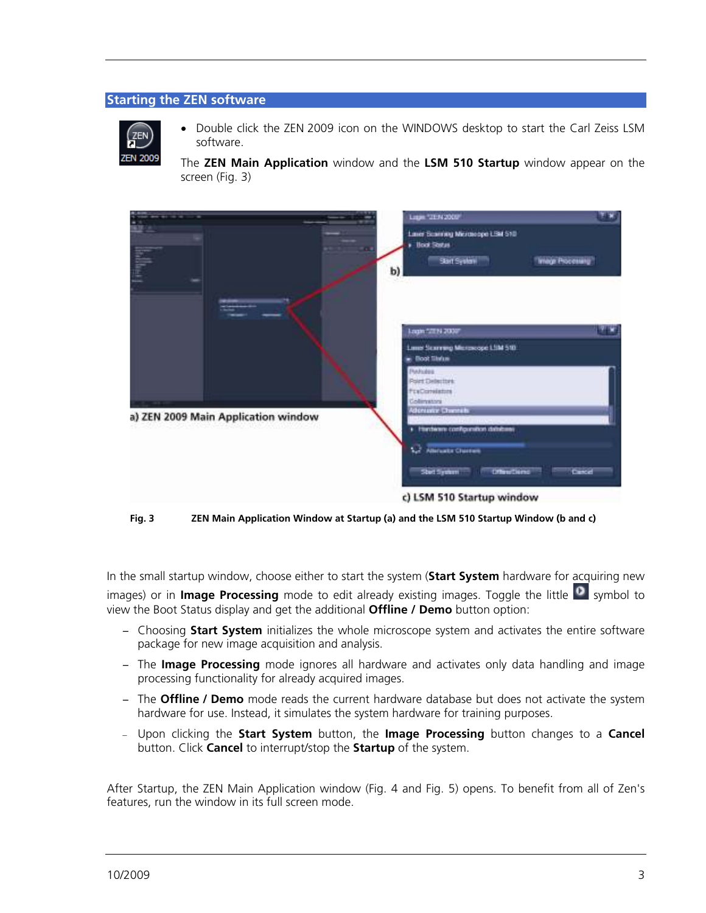## Starting the ZEN software

- Double click the ZEN 2009 icon on the WINDOWS desktop to start the Carl Zeiss LSM software.

The **ZEN Main Application** window and the **LSM 510 Startup** window appear on the screen (Fig. 3)

a) ZEN 2009 Main Application window

b)

c) LSM 510 Startup window

**Fig. 3 ZEN Main Application Window at Startup (a) and the LSM 510 Startup Window (b and c)**

In the small startup window, choose either to start the system (**Start System** hardware for acquiring new images) or in **Image Processing** mode to edit already existing images. Toggle the little symbol to view the Boot Status display and get the additional **Offline / Demo** button option:

- Choosing **Start System** initializes the whole microscope system and activates the entire software package for new image acquisition and analysis.
- The **Image Processing** mode ignores all hardware and activates only data handling and image processing functionality for already acquired images.
- The **Offline / Demo** mode reads the current hardware database but does not activate the system hardware for use. Instead, it simulates the system hardware for training purposes.
- Upon clicking the **Start System** button, the **Image Processing** button changes to a **Cancel** button. Click **Cancel** to interrupt/stop the **Startup** of the system.

After Startup, the ZEN Main Application window (Fig. 4 and Fig. 5) opens. To benefit from all of Zen's features, run the window in its full screen mode.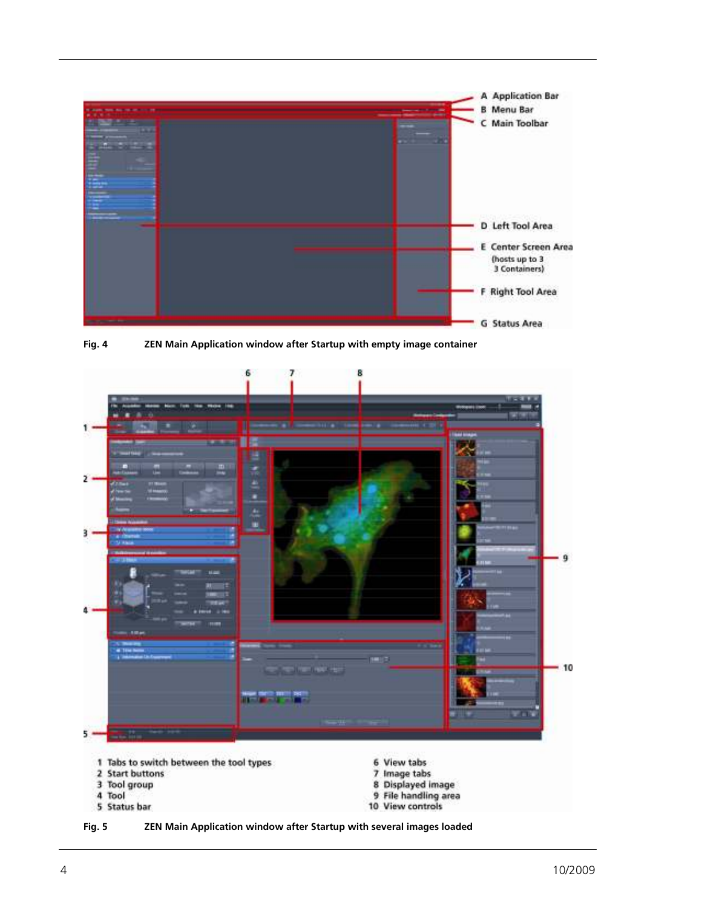A Application Bar

B Menu Bar

C Main Toolbar

D Left Tool Area

E Center Screen Area (hosts up to 3 3 Containers)

F Right Tool Area

G Status Area

**Fig. 4 ZEN Main Application window after Startup with empty image container**

1 Tabs to switch between the tool types
2 Start buttons
3 Tool group
4 Tool
5 Status bar
6 View tabs
7 Image tabs
8 Displayed image
9 File handling area
10 View controls

**Fig. 5 ZEN Main Application window after Startup with several images loaded**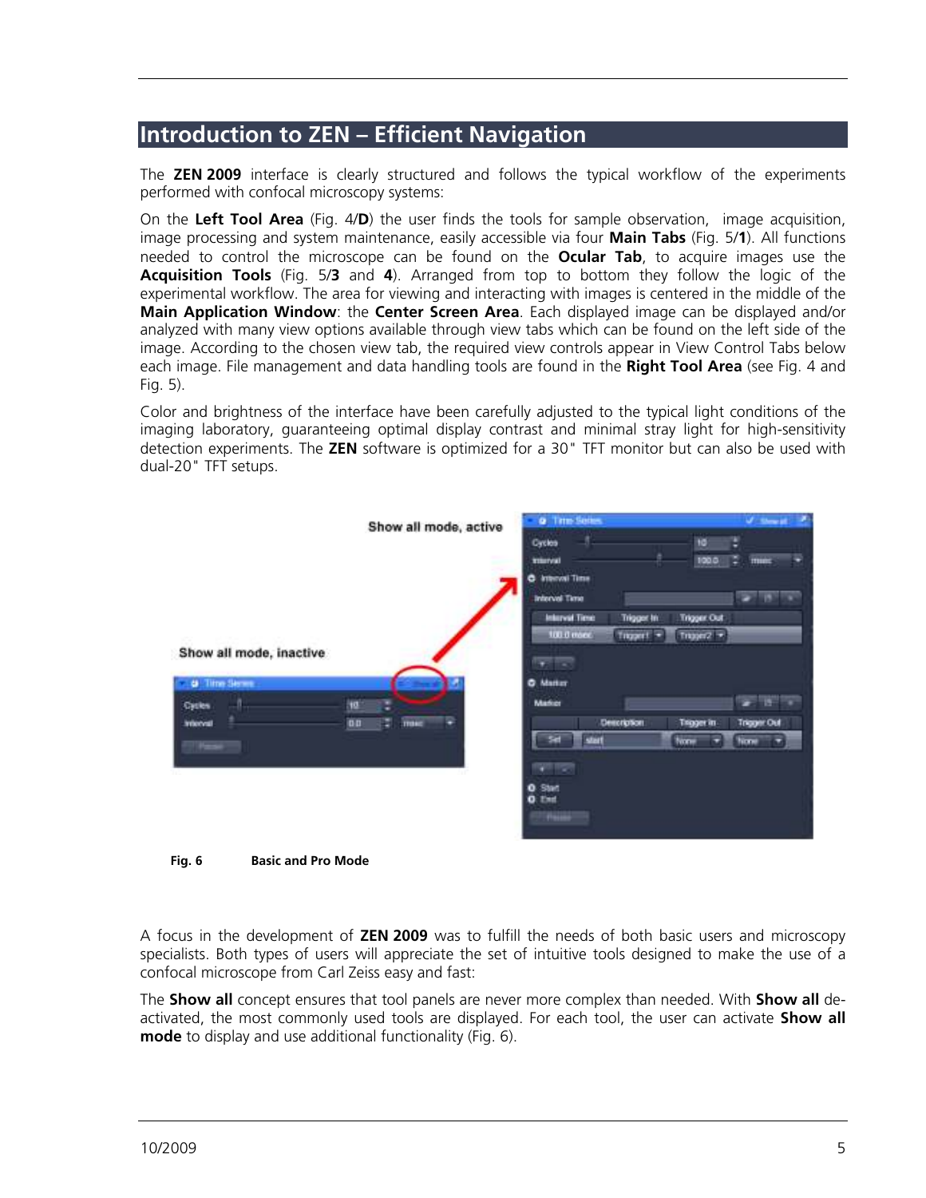## Introduction to ZEN – Efficient Navigation

The **ZEN 2009** interface is clearly structured and follows the typical workflow of the experiments performed with confocal microscopy systems:

On the **Left Tool Area** (Fig. 4/**D**) the user finds the tools for sample observation, image acquisition, image processing and system maintenance, easily accessible via four **Main Tabs** (Fig. 5/**1**). All functions needed to control the microscope can be found on the **Ocular Tab**, to acquire images use the **Acquisition Tools** (Fig. 5/**3** and **4**). Arranged from top to bottom they follow the logic of the experimental workflow. The area for viewing and interacting with images is centered in the middle of the **Main Application Window**: the **Center Screen Area**. Each displayed image can be displayed and/or analyzed with many view options available through view tabs which can be found on the left side of the image. According to the chosen view tab, the required view controls appear in View Control Tabs below each image. File management and data handling tools are found in the **Right Tool Area** (see Fig. 4 and Fig. 5).

Color and brightness of the interface have been carefully adjusted to the typical light conditions of the imaging laboratory, guaranteeing optimal display contrast and minimal stray light for high-sensitivity detection experiments. The **ZEN** software is optimized for a 30" TFT monitor but can also be used with dual-20" TFT setups.

Show all mode, active

Show all mode, inactive

**Fig. 6** **Basic and Pro Mode**

A focus in the development of **ZEN 2009** was to fulfill the needs of both basic users and microscopy specialists. Both types of users will appreciate the set of intuitive tools designed to make the use of a confocal microscope from Carl Zeiss easy and fast:

The **Show all** concept ensures that tool panels are never more complex than needed. With **Show all** de-activated, the most commonly used tools are displayed. For each tool, the user can activate **Show all mode** to display and use additional functionality (Fig. 6).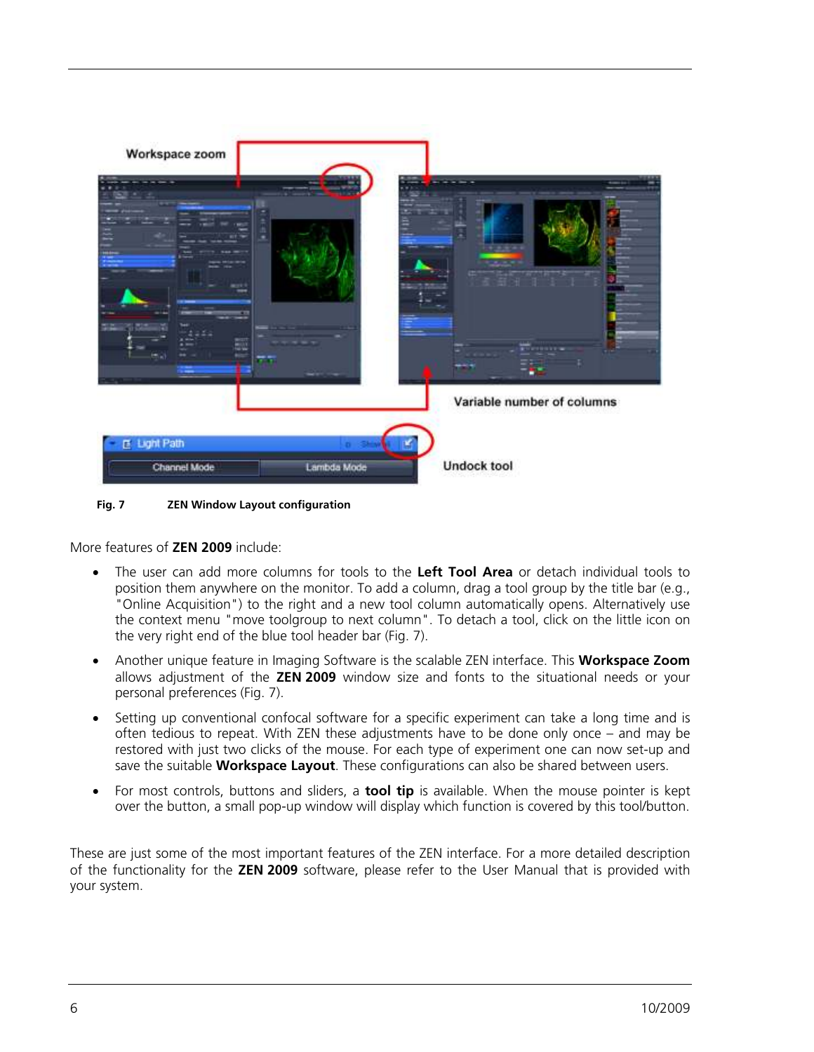Workspace zoom

Variable number of columns

Undock tool

**Fig. 7** **ZEN Window Layout configuration**

More features of **ZEN 2009** include:

- The user can add more columns for tools to the **Left Tool Area** or detach individual tools to position them anywhere on the monitor. To add a column, drag a tool group by the title bar (e.g., "Online Acquisition") to the right and a new tool column automatically opens. Alternatively use the context menu "move toolgroup to next column". To detach a tool, click on the little icon on the very right end of the blue tool header bar (Fig. 7).
- Another unique feature in Imaging Software is the scalable ZEN interface. This **Workspace Zoom** allows adjustment of the **ZEN 2009** window size and fonts to the situational needs or your personal preferences (Fig. 7).
- Setting up conventional confocal software for a specific experiment can take a long time and is often tedious to repeat. With ZEN these adjustments have to be done only once – and may be restored with just two clicks of the mouse. For each type of experiment one can now set-up and save the suitable **Workspace Layout**. These configurations can also be shared between users.
- For most controls, buttons and sliders, a **tool tip** is available. When the mouse pointer is kept over the button, a small pop-up window will display which function is covered by this tool/button.

These are just some of the most important features of the ZEN interface. For a more detailed description of the functionality for the **ZEN 2009** software, please refer to the User Manual that is provided with your system.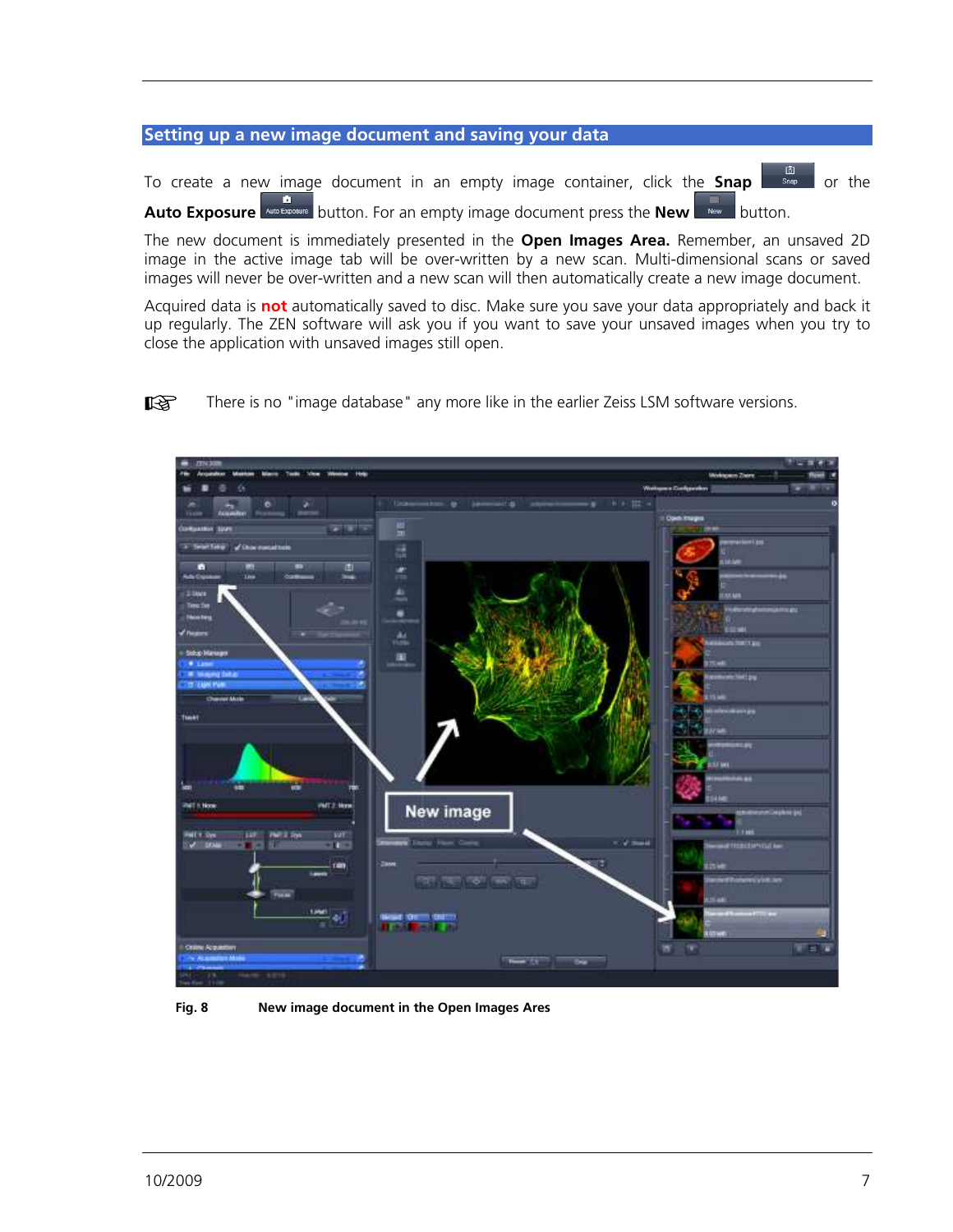## Setting up a new image document and saving your data

To create a new image document in an empty image container, click the **Snap** button or the **Auto Exposure** button. For an empty image document press the **New** button.

The new document is immediately presented in the **Open Images Area.** Remember, an unsaved 2D image in the active image tab will be over-written by a new scan. Multi-dimensional scans or saved images will never be over-written and a new scan will then automatically create a new image document.

Acquired data is **not** automatically saved to disc. Make sure you save your data appropriately and back it up regularly. The ZEN software will ask you if you want to save your unsaved images when you try to close the application with unsaved images still open.

☞ There is no "image database" any more like in the earlier Zeiss LSM software versions.

**Fig. 8** **New image document in the Open Images Ares**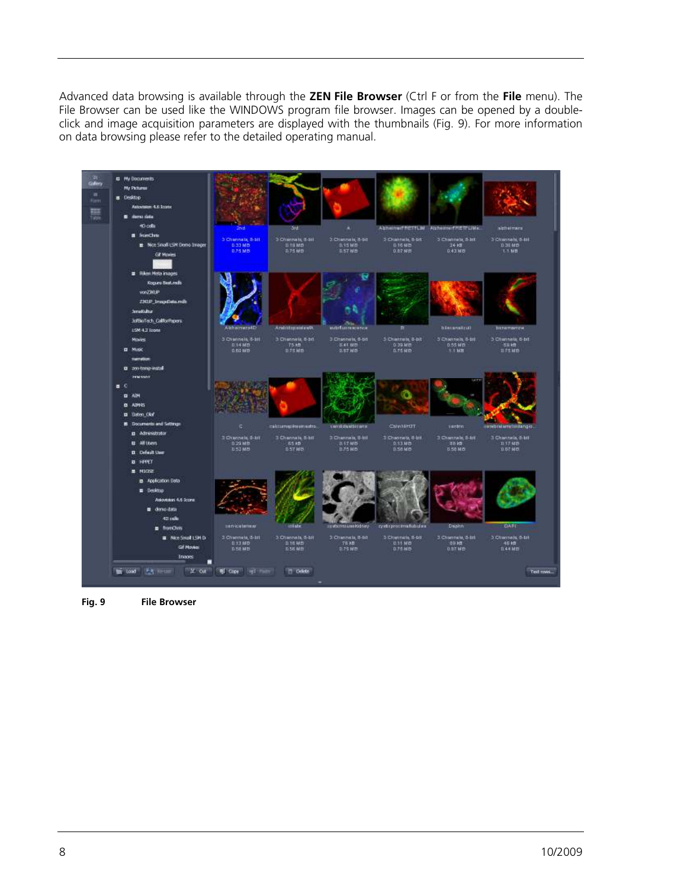Advanced data browsing is available through the **ZEN File Browser** (Ctrl F or from the **File** menu). The File Browser can be used like the WINDOWS program file browser. Images can be opened by a double-click and image acquisition parameters are displayed with the thumbnails (Fig. 9). For more information on data browsing please refer to the detailed operating manual.

**Fig. 9** **File Browser**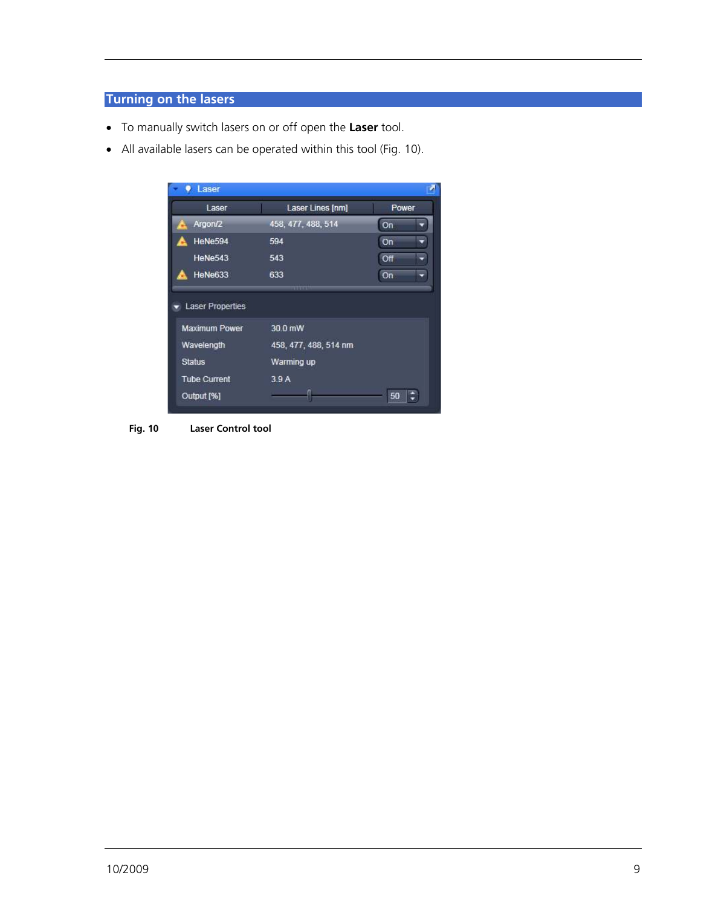## Turning on the lasers

- To manually switch lasers on or off open the **Laser** tool.
- All available lasers can be operated within this tool (Fig. 10).

**Fig. 10 Laser Control tool**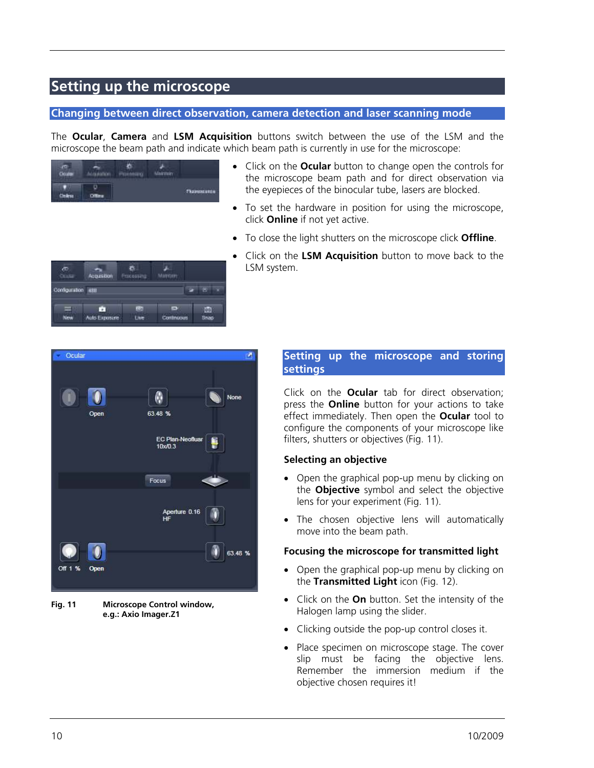# Setting up the microscope

## Changing between direct observation, camera detection and laser scanning mode

The **Ocular**, **Camera** and **LSM Acquisition** buttons switch between the use of the LSM and the microscope the beam path and indicate which beam path is currently in use for the microscope:

- Click on the **Ocular** button to change open the controls for the microscope beam path and for direct observation via the eyepieces of the binocular tube, lasers are blocked.
- To set the hardware in position for using the microscope, click **Online** if not yet active.
- To close the light shutters on the microscope click **Offline**.
- Click on the **LSM Acquisition** button to move back to the LSM system.

Fig. 11 Microscope Control window, e.g.: Axio Imager.Z1

## Setting up the microscope and storing settings

Click on the **Ocular** tab for direct observation; press the **Online** button for your actions to take effect immediately. Then open the **Ocular** tool to configure the components of your microscope like filters, shutters or objectives (Fig. 11).

### Selecting an objective

- Open the graphical pop-up menu by clicking on the **Objective** symbol and select the objective lens for your experiment (Fig. 11).
- The chosen objective lens will automatically move into the beam path.

### Focusing the microscope for transmitted light

- Open the graphical pop-up menu by clicking on the **Transmitted Light** icon (Fig. 12).
- Click on the **On** button. Set the intensity of the Halogen lamp using the slider.
- Clicking outside the pop-up control closes it.
- Place specimen on microscope stage. The cover slip must be facing the objective lens. Remember the immersion medium if the objective chosen requires it!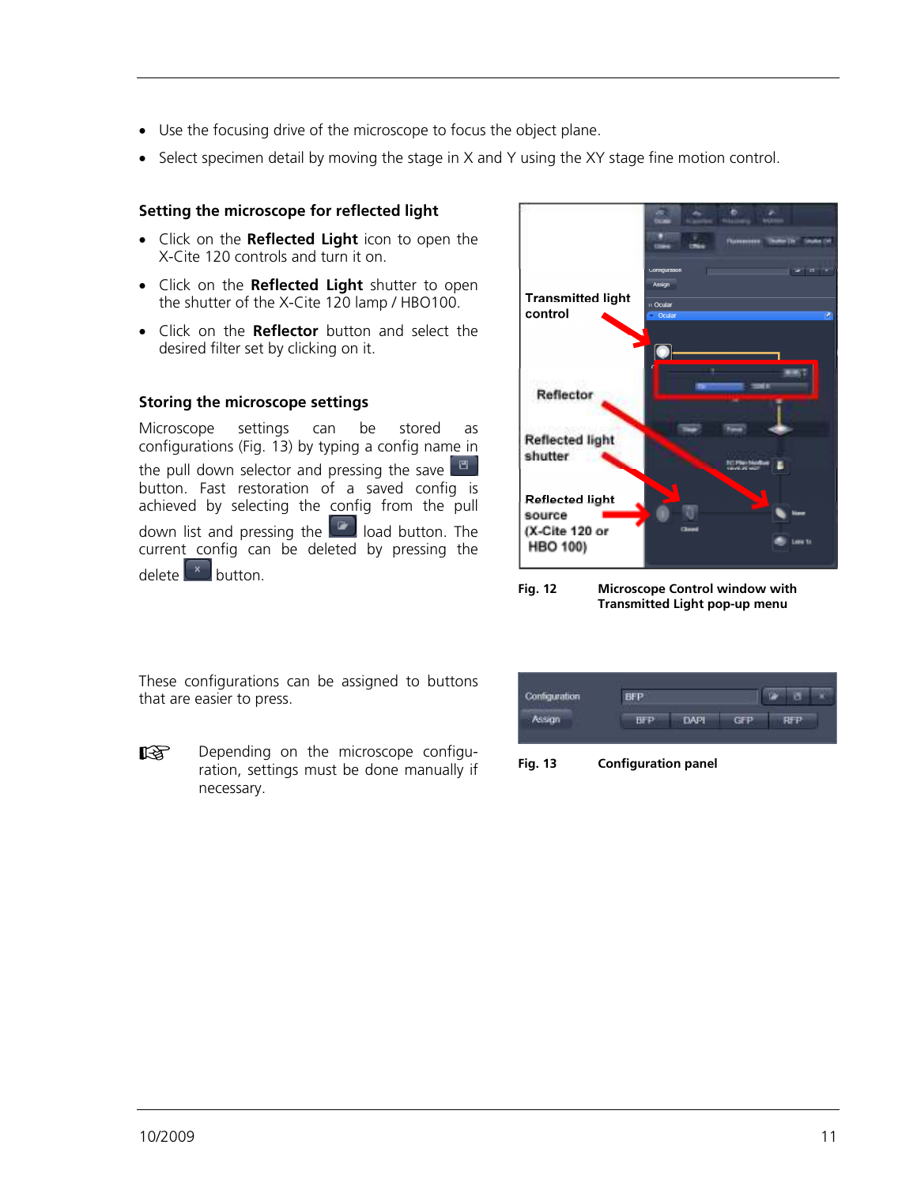- Use the focusing drive of the microscope to focus the object plane.
- Select specimen detail by moving the stage in X and Y using the XY stage fine motion control.

### Setting the microscope for reflected light

- Click on the **Reflected Light** icon to open the X-Cite 120 controls and turn it on.
- Click on the **Reflected Light** shutter to open the shutter of the X-Cite 120 lamp / HBO100.
- Click on the **Reflector** button and select the desired filter set by clicking on it.

### Storing the microscope settings

Microscope settings can be stored as configurations (Fig. 13) by typing a config name in the pull down selector and pressing the save button. Fast restoration of a saved config is achieved by selecting the config from the pull down list and pressing the load button. The current config can be deleted by pressing the delete button.

These configurations can be assigned to buttons that are easier to press.

☞ Depending on the microscope configuration, settings must be done manually if necessary.

Transmitted light control

Reflector

Reflected light shutter

Reflected light source (X-Cite 120 or HBO 100)

**Fig. 12** **Microscope Control window with Transmitted Light pop-up menu**

Configuration BFP

Assign BFP DAPI GFP RFP

**Fig. 13** **Configuration panel**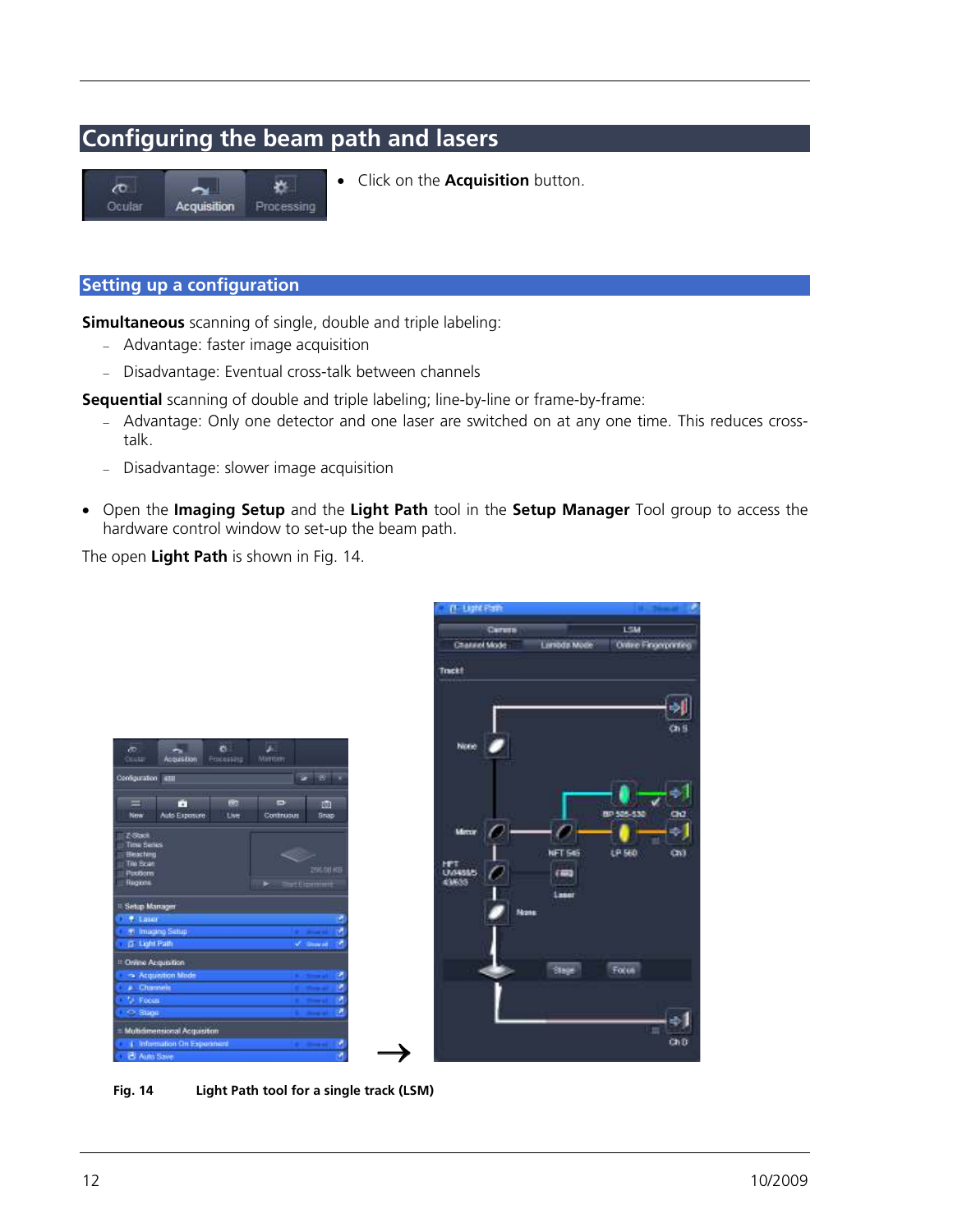# Configuring the beam path and lasers

- Click on the **Acquisition** button.

## Setting up a configuration

**Simultaneous** scanning of single, double and triple labeling:

- Advantage: faster image acquisition
- Disadvantage: Eventual cross-talk between channels

**Sequential** scanning of double and triple labeling; line-by-line or frame-by-frame:

- Advantage: Only one detector and one laser are switched on at any one time. This reduces cross-talk.
- Disadvantage: slower image acquisition

- Open the **Imaging Setup** and the **Light Path** tool in the **Setup Manager** Tool group to access the hardware control window to set-up the beam path.

The open **Light Path** is shown in Fig. 14.

**Fig. 14 Light Path tool for a single track (LSM)**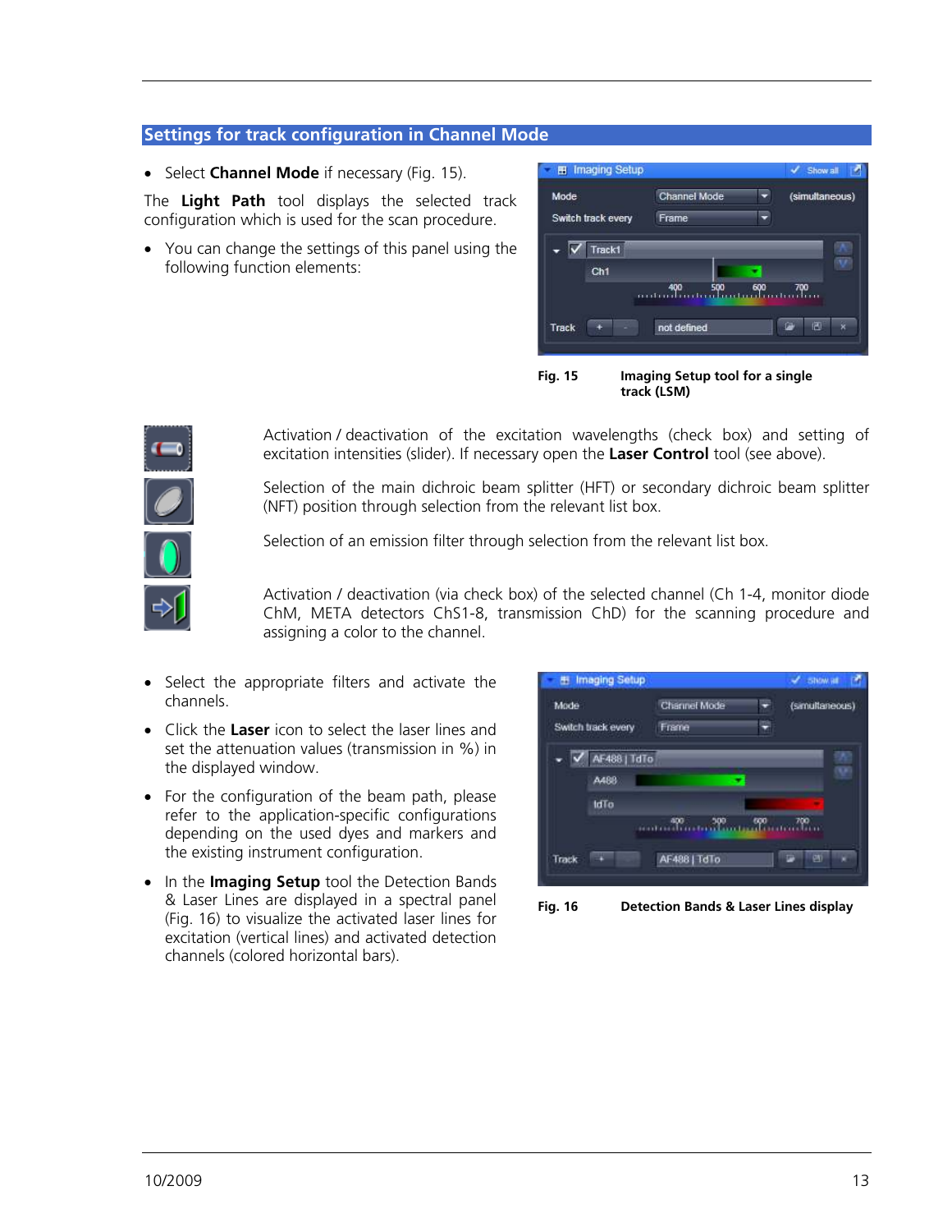## Settings for track configuration in Channel Mode

- Select **Channel Mode** if necessary (Fig. 15).

The **Light Path** tool displays the selected track configuration which is used for the scan procedure.

- You can change the settings of this panel using the following function elements:

Fig. 15 **Imaging Setup tool for a single track (LSM)**

Activation / deactivation of the excitation wavelengths (check box) and setting of excitation intensities (slider). If necessary open the **Laser Control** tool (see above).

Selection of the main dichroic beam splitter (HFT) or secondary dichroic beam splitter (NFT) position through selection from the relevant list box.

Selection of an emission filter through selection from the relevant list box.

Activation / deactivation (via check box) of the selected channel (Ch 1-4, monitor diode ChM, META detectors ChS1-8, transmission ChD) for the scanning procedure and assigning a color to the channel.

- Select the appropriate filters and activate the channels.
- Click the **Laser** icon to select the laser lines and set the attenuation values (transmission in %) in the displayed window.
- For the configuration of the beam path, please refer to the application-specific configurations depending on the used dyes and markers and the existing instrument configuration.
- In the **Imaging Setup** tool the Detection Bands & Laser Lines are displayed in a spectral panel (Fig. 16) to visualize the activated laser lines for excitation (vertical lines) and activated detection channels (colored horizontal bars).

Fig. 16 **Detection Bands & Laser Lines display**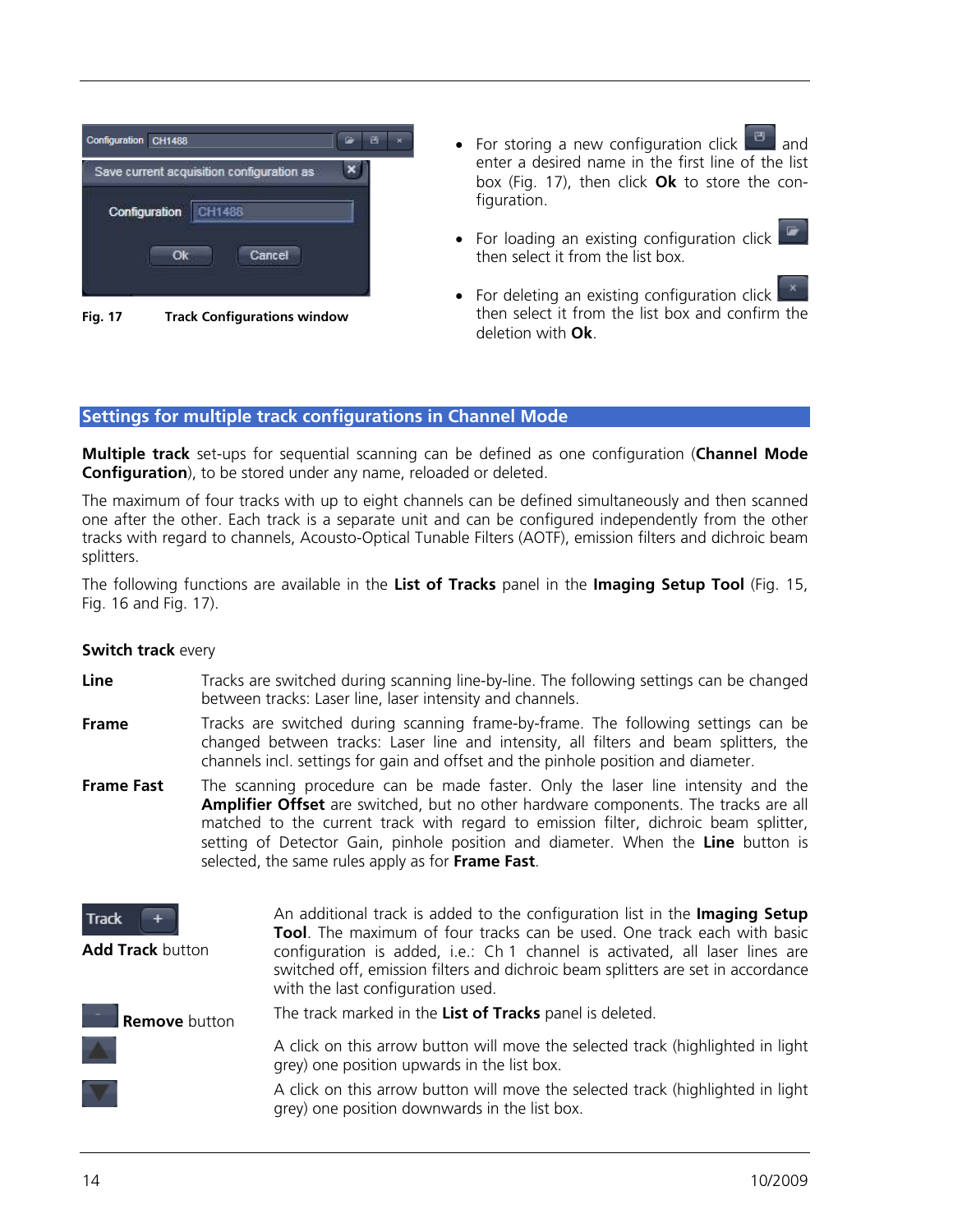Fig. 17 Track Configurations window

- For storing a new configuration click and enter a desired name in the first line of the list box (Fig. 17), then click **Ok** to store the configuration.
- For loading an existing configuration click then select it from the list box.
- For deleting an existing configuration click then select it from the list box and confirm the deletion with **Ok**.

## Settings for multiple track configurations in Channel Mode

**Multiple track** set-ups for sequential scanning can be defined as one configuration (**Channel Mode Configuration**), to be stored under any name, reloaded or deleted.

The maximum of four tracks with up to eight channels can be defined simultaneously and then scanned one after the other. Each track is a separate unit and can be configured independently from the other tracks with regard to channels, Acousto-Optical Tunable Filters (AOTF), emission filters and dichroic beam splitters.

The following functions are available in the **List of Tracks** panel in the **Imaging Setup Tool** (Fig. 15, Fig. 16 and Fig. 17).

**Switch track** every

**Line** Tracks are switched during scanning line-by-line. The following settings can be changed between tracks: Laser line, laser intensity and channels.

**Frame** Tracks are switched during scanning frame-by-frame. The following settings can be changed between tracks: Laser line and intensity, all filters and beam splitters, the channels incl. settings for gain and offset and the pinhole position and diameter.

**Frame Fast** The scanning procedure can be made faster. Only the laser line intensity and the **Amplifier Offset** are switched, but no other hardware components. The tracks are all matched to the current track with regard to emission filter, dichroic beam splitter, setting of Detector Gain, pinhole position and diameter. When the **Line** button is selected, the same rules apply as for **Frame Fast**.

**Add Track** button — An additional track is added to the configuration list in the **Imaging Setup Tool**. The maximum of four tracks can be used. One track each with basic configuration is added, i.e.: Ch 1 channel is activated, all laser lines are switched off, emission filters and dichroic beam splitters are set in accordance with the last configuration used.

**Remove** button — The track marked in the **List of Tracks** panel is deleted.

A click on this arrow button will move the selected track (highlighted in light grey) one position upwards in the list box.

A click on this arrow button will move the selected track (highlighted in light grey) one position downwards in the list box.

10/2009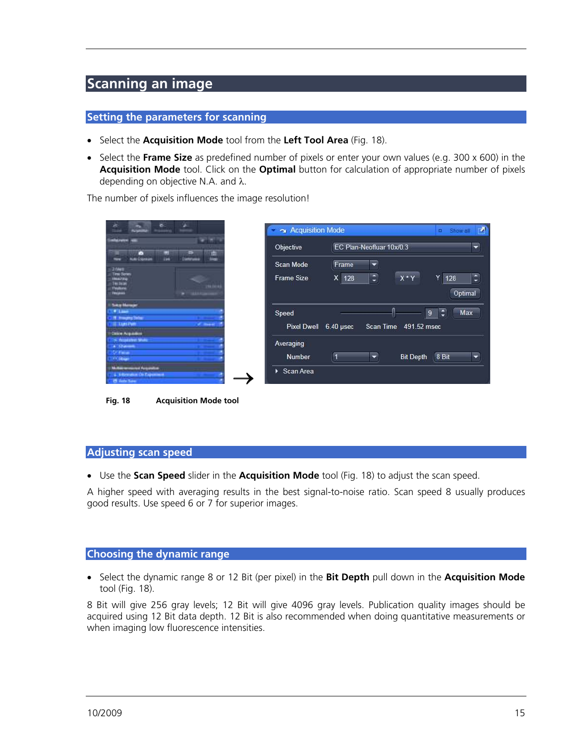# Scanning an image

## Setting the parameters for scanning

- Select the **Acquisition Mode** tool from the **Left Tool Area** (Fig. 18).
- Select the **Frame Size** as predefined number of pixels or enter your own values (e.g. 300 x 600) in the **Acquisition Mode** tool. Click on the **Optimal** button for calculation of appropriate number of pixels depending on objective N.A. and λ.

The number of pixels influences the image resolution!

**Fig. 18 Acquisition Mode tool**

## Adjusting scan speed

- Use the **Scan Speed** slider in the **Acquisition Mode** tool (Fig. 18) to adjust the scan speed.

A higher speed with averaging results in the best signal-to-noise ratio. Scan speed 8 usually produces good results. Use speed 6 or 7 for superior images.

## Choosing the dynamic range

- Select the dynamic range 8 or 12 Bit (per pixel) in the **Bit Depth** pull down in the **Acquisition Mode** tool (Fig. 18).

8 Bit will give 256 gray levels; 12 Bit will give 4096 gray levels. Publication quality images should be acquired using 12 Bit data depth. 12 Bit is also recommended when doing quantitative measurements or when imaging low fluorescence intensities.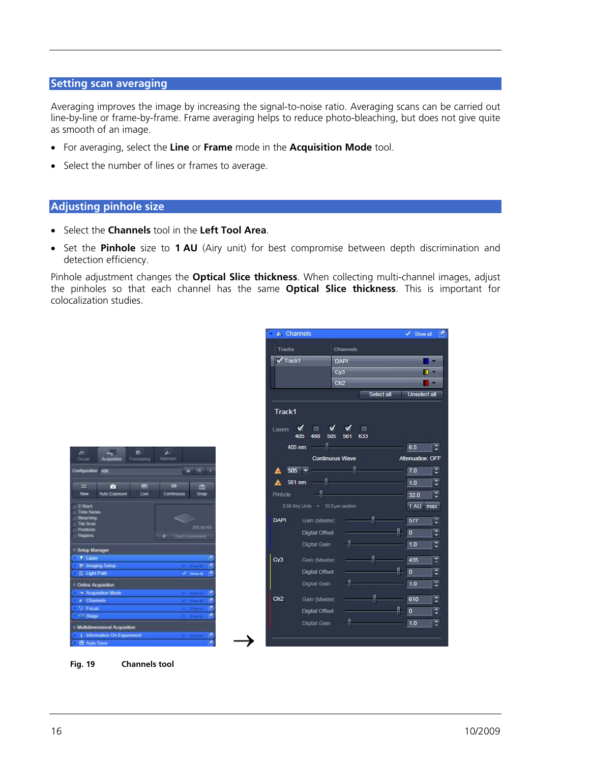## Setting scan averaging

Averaging improves the image by increasing the signal-to-noise ratio. Averaging scans can be carried out line-by-line or frame-by-frame. Frame averaging helps to reduce photo-bleaching, but does not give quite as smooth of an image.

- For averaging, select the **Line** or **Frame** mode in the **Acquisition Mode** tool.
- Select the number of lines or frames to average.

## Adjusting pinhole size

- Select the **Channels** tool in the **Left Tool Area**.
- Set the **Pinhole** size to **1 AU** (Airy unit) for best compromise between depth discrimination and detection efficiency.

Pinhole adjustment changes the **Optical Slice thickness**. When collecting multi-channel images, adjust the pinholes so that each channel has the same **Optical Slice thickness**. This is important for colocalization studies.

**Fig. 19** **Channels tool**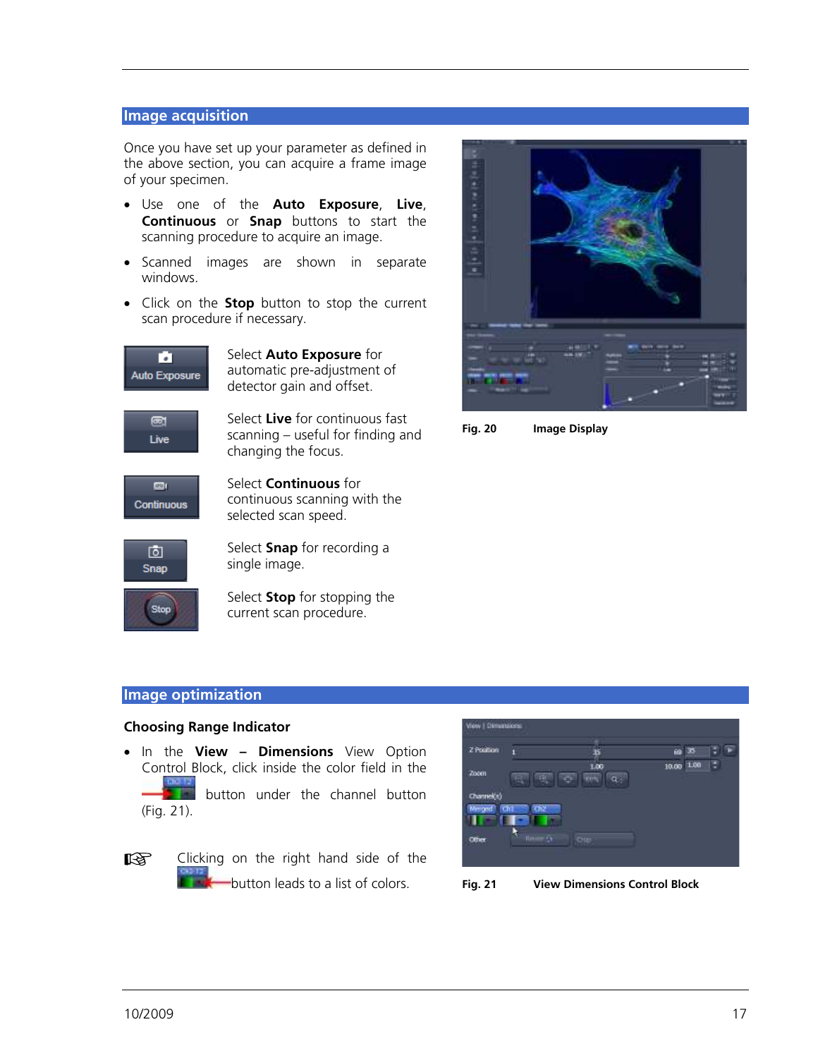## Image acquisition

Once you have set up your parameter as defined in the above section, you can acquire a frame image of your specimen.

- Use one of the **Auto Exposure**, **Live**, **Continuous** or **Snap** buttons to start the scanning procedure to acquire an image.
- Scanned images are shown in separate windows.
- Click on the **Stop** button to stop the current scan procedure if necessary.

Select **Auto Exposure** for automatic pre-adjustment of detector gain and offset.

Select **Live** for continuous fast scanning – useful for finding and changing the focus.

Select **Continuous** for continuous scanning with the selected scan speed.

Select **Snap** for recording a single image.

Select **Stop** for stopping the current scan procedure.

**Fig. 20** **Image Display**

## Image optimization

### Choosing Range Indicator

- In the **View – Dimensions** View Option Control Block, click inside the color field in the button under the channel button (Fig. 21).

☞ Clicking on the right hand side of the button leads to a list of colors.

**Fig. 21** **View Dimensions Control Block**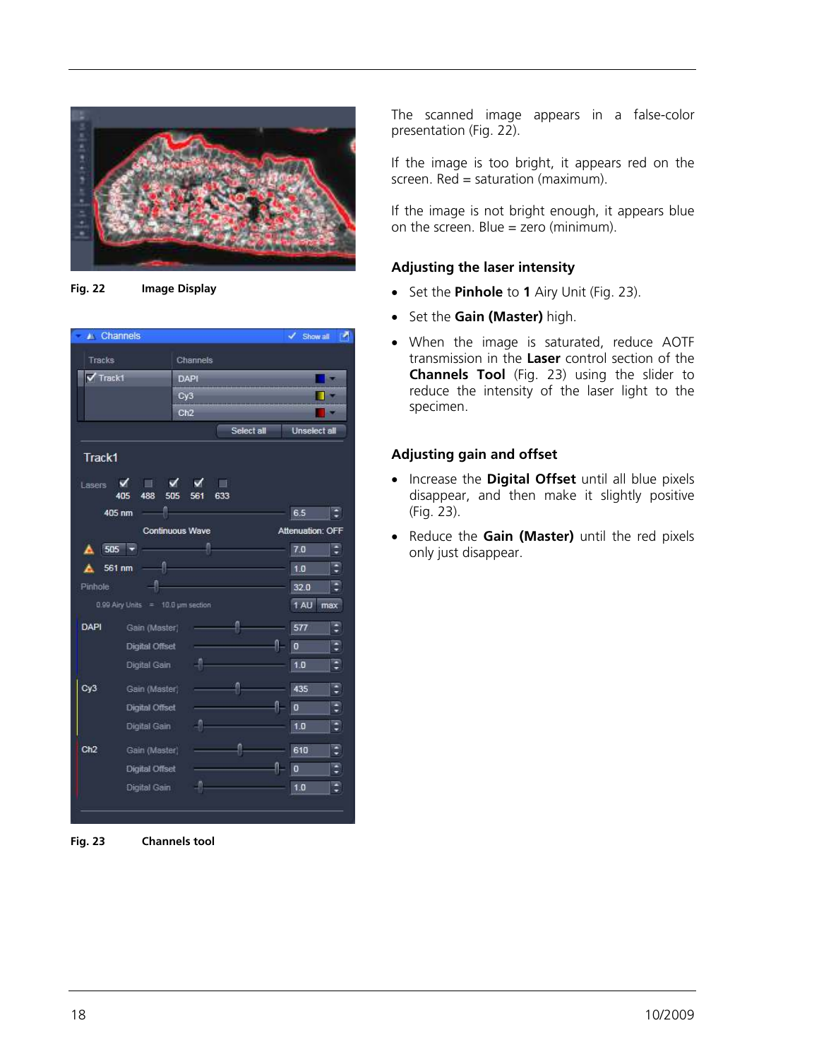Fig. 22 Image Display

Fig. 23 Channels tool

The scanned image appears in a false-color presentation (Fig. 22).

If the image is too bright, it appears red on the screen. Red = saturation (maximum).

If the image is not bright enough, it appears blue on the screen. Blue = zero (minimum).

### Adjusting the laser intensity

- Set the **Pinhole** to **1** Airy Unit (Fig. 23).
- Set the **Gain (Master)** high.
- When the image is saturated, reduce AOTF transmission in the **Laser** control section of the **Channels Tool** (Fig. 23) using the slider to reduce the intensity of the laser light to the specimen.

### Adjusting gain and offset

- Increase the **Digital Offset** until all blue pixels disappear, and then make it slightly positive (Fig. 23).
- Reduce the **Gain (Master)** until the red pixels only just disappear.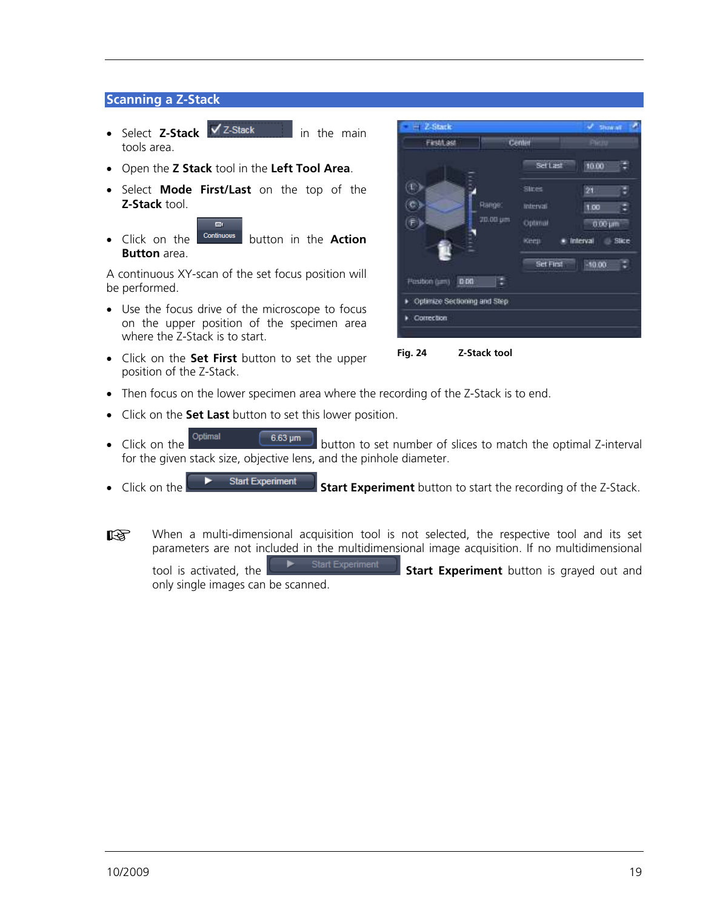## Scanning a Z-Stack

- Select **Z-Stack** ✓ Z-Stack in the main tools area.
- Open the **Z Stack** tool in the **Left Tool Area**.
- Select **Mode First/Last** on the top of the **Z-Stack** tool.
- Click on the Continuous button in the **Action Button** area.

A continuous XY-scan of the set focus position will be performed.

- Use the focus drive of the microscope to focus on the upper position of the specimen area where the Z-Stack is to start.
- Click on the **Set First** button to set the upper position of the Z-Stack.

**Fig. 24 Z-Stack tool**

- Then focus on the lower specimen area where the recording of the Z-Stack is to end.
- Click on the **Set Last** button to set this lower position.
- Click on the Optimal 6.63 µm button to set number of slices to match the optimal Z-interval for the given stack size, objective lens, and the pinhole diameter.
- Click on the ▶ Start Experiment **Start Experiment** button to start the recording of the Z-Stack.

☞ When a multi-dimensional acquisition tool is not selected, the respective tool and its set parameters are not included in the multidimensional image acquisition. If no multidimensional tool is activated, the ▶ Start Experiment **Start Experiment** button is grayed out and only single images can be scanned.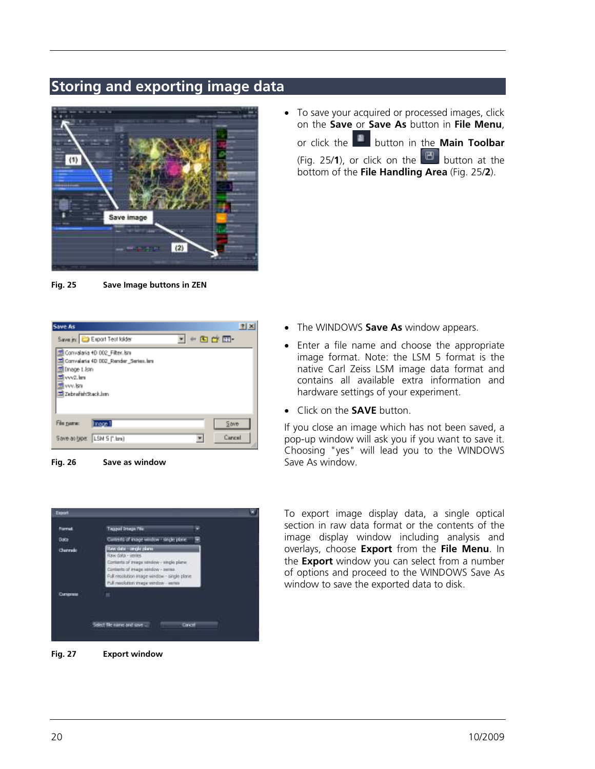## Storing and exporting image data

Fig. 25 Save Image buttons in ZEN

- To save your acquired or processed images, click on the **Save** or **Save As** button in **File Menu**, or click the button in the **Main Toolbar** (Fig. 25/**1**), or click on the button at the bottom of the **File Handling Area** (Fig. 25/**2**).

Fig. 26 Save as window

- The WINDOWS **Save As** window appears.
- Enter a file name and choose the appropriate image format. Note: the LSM 5 format is the native Carl Zeiss LSM image data format and contains all available extra information and hardware settings of your experiment.
- Click on the **SAVE** button.

If you close an image which has not been saved, a pop-up window will ask you if you want to save it. Choosing "yes" will lead you to the WINDOWS Save As window.

Fig. 27 Export window

To export image display data, a single optical section in raw data format or the contents of the image display window including analysis and overlays, choose **Export** from the **File Menu**. In the **Export** window you can select from a number of options and proceed to the WINDOWS Save As window to save the exported data to disk.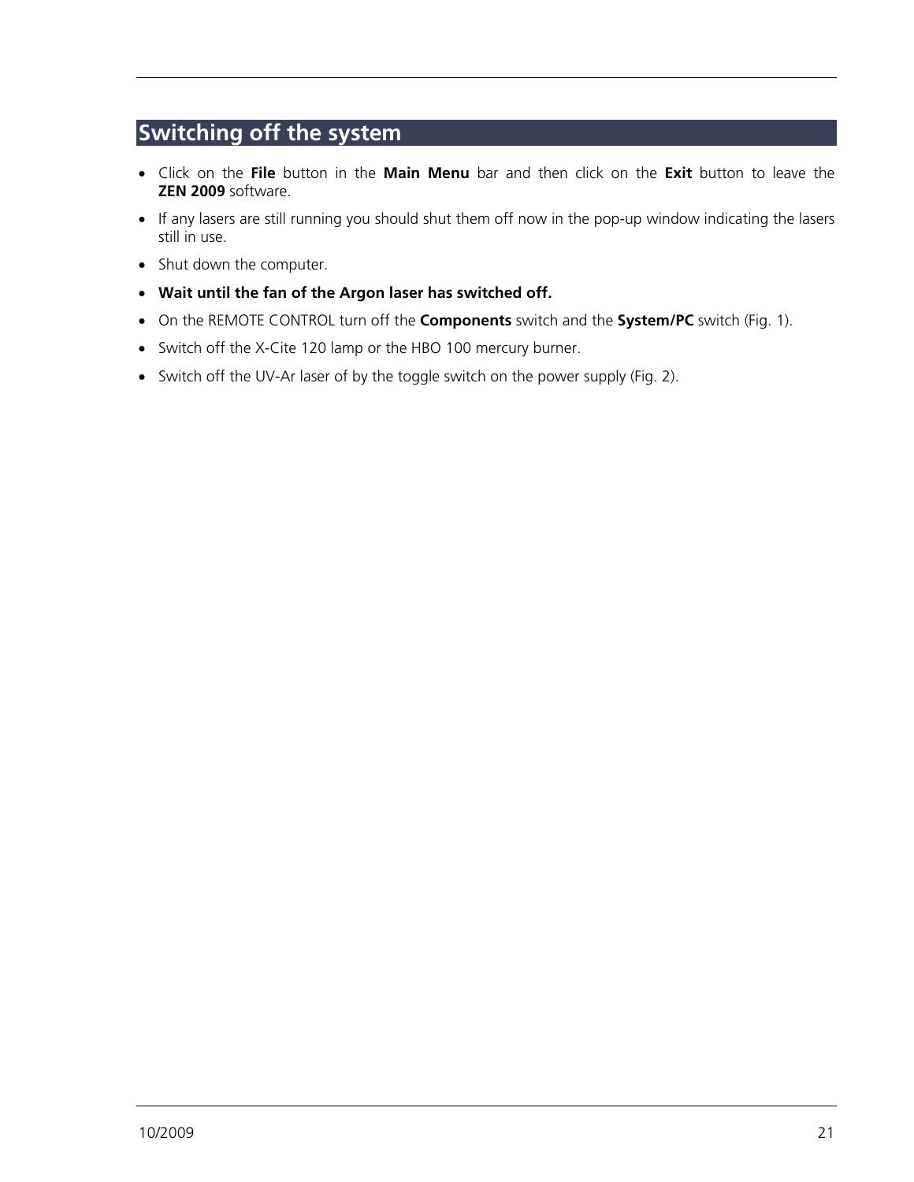## Switching off the system

- Click on the **File** button in the **Main Menu** bar and then click on the **Exit** button to leave the **ZEN 2009** software.
- If any lasers are still running you should shut them off now in the pop-up window indicating the lasers still in use.
- Shut down the computer.
- **Wait until the fan of the Argon laser has switched off.**
- On the REMOTE CONTROL turn off the **Components** switch and the **System/PC** switch (Fig. 1).
- Switch off the X-Cite 120 lamp or the HBO 100 mercury burner.
- Switch off the UV-Ar laser of by the toggle switch on the power supply (Fig. 2).